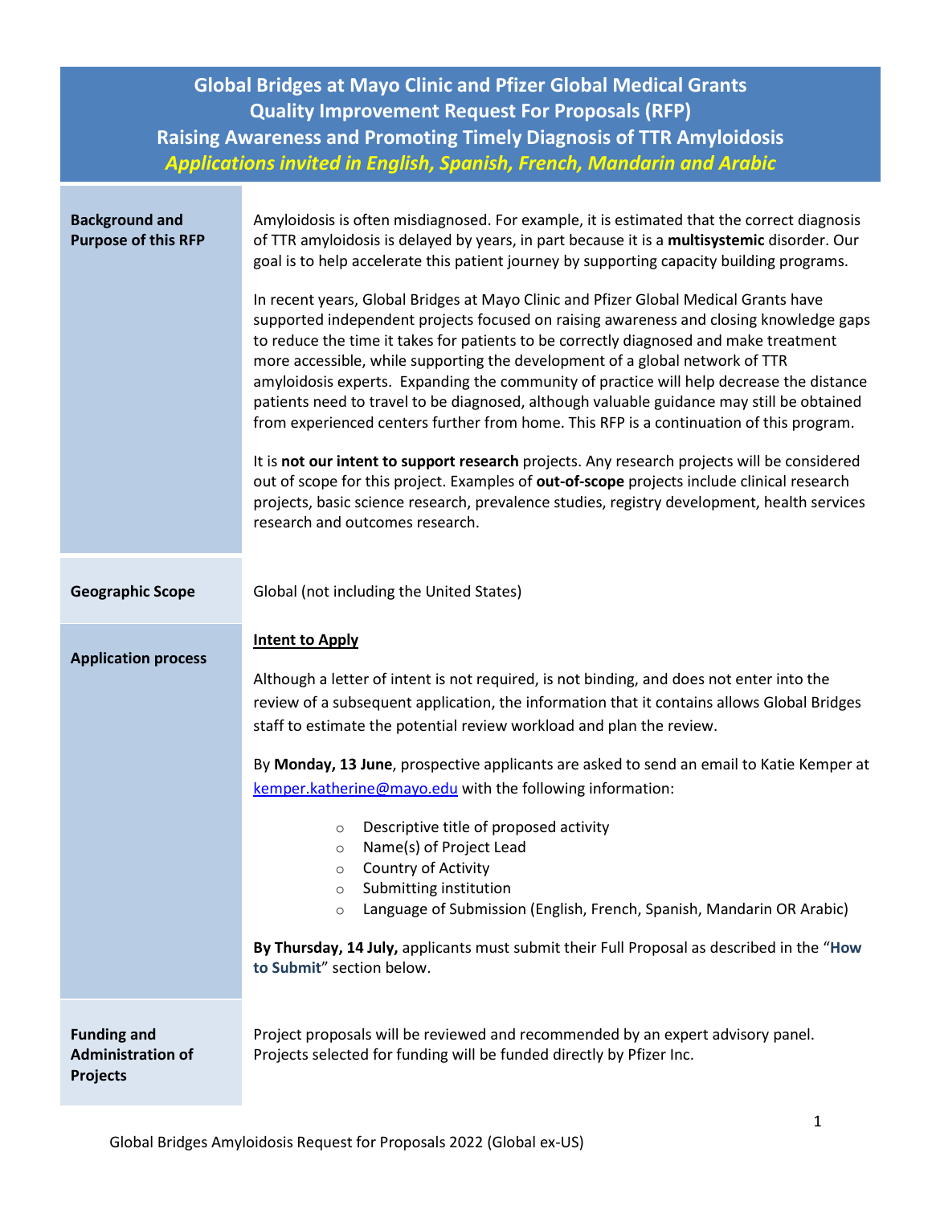# Global Bridges at Mayo Clinic and Pfizer Global Medical Grants
## Quality Improvement Request For Proposals (RFP)
## Raising Awareness and Promoting Timely Diagnosis of TTR Amyloidosis
***Applications invited in English, Spanish, French, Mandarin and Arabic***

### Background and Purpose of this RFP

Amyloidosis is often misdiagnosed. For example, it is estimated that the correct diagnosis of TTR amyloidosis is delayed by years, in part because it is a **multisystemic** disorder. Our goal is to help accelerate this patient journey by supporting capacity building programs.

In recent years, Global Bridges at Mayo Clinic and Pfizer Global Medical Grants have supported independent projects focused on raising awareness and closing knowledge gaps to reduce the time it takes for patients to be correctly diagnosed and make treatment more accessible, while supporting the development of a global network of TTR amyloidosis experts. Expanding the community of practice will help decrease the distance patients need to travel to be diagnosed, although valuable guidance may still be obtained from experienced centers further from home. This RFP is a continuation of this program.

It is **not our intent to support research** projects. Any research projects will be considered out of scope for this project. Examples of **out-of-scope** projects include clinical research projects, basic science research, prevalence studies, registry development, health services research and outcomes research.

### Geographic Scope

Global (not including the United States)

### Application process

**Intent to Apply**

Although a letter of intent is not required, is not binding, and does not enter into the review of a subsequent application, the information that it contains allows Global Bridges staff to estimate the potential review workload and plan the review.

By **Monday, 13 June**, prospective applicants are asked to send an email to Katie Kemper at kemper.katherine@mayo.edu with the following information:

- Descriptive title of proposed activity
- Name(s) of Project Lead
- Country of Activity
- Submitting institution
- Language of Submission (English, French, Spanish, Mandarin OR Arabic)

**By Thursday, 14 July,** applicants must submit their Full Proposal as described in the "**How to Submit**" section below.

### Funding and Administration of Projects

Project proposals will be reviewed and recommended by an expert advisory panel. Projects selected for funding will be funded directly by Pfizer Inc.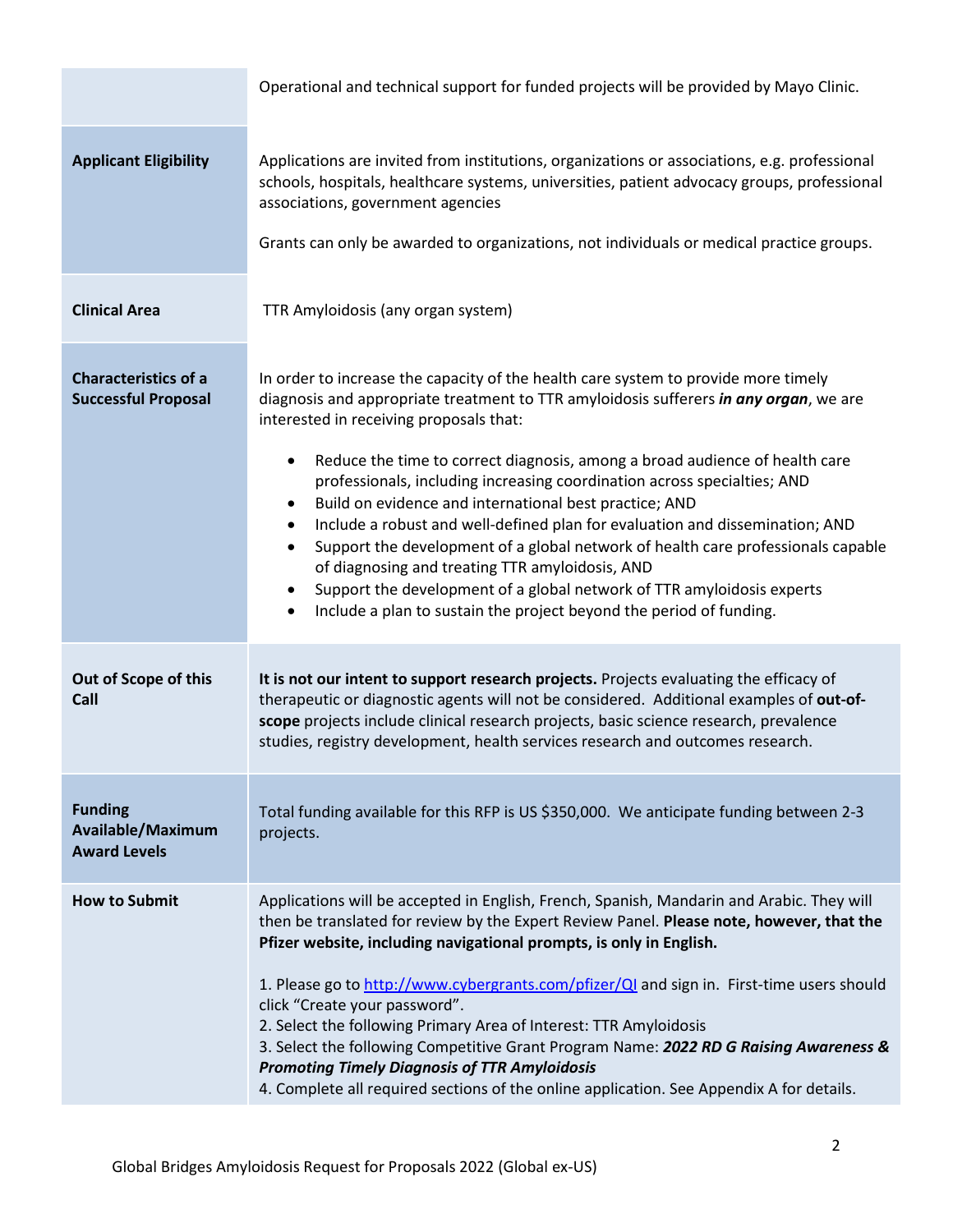| | |
|---|---|
| | Operational and technical support for funded projects will be provided by Mayo Clinic. |
| **Applicant Eligibility** | Applications are invited from institutions, organizations or associations, e.g. professional schools, hospitals, healthcare systems, universities, patient advocacy groups, professional associations, government agencies<br><br>Grants can only be awarded to organizations, not individuals or medical practice groups. |
| **Clinical Area** | TTR Amyloidosis (any organ system) |
| **Characteristics of a Successful Proposal** | In order to increase the capacity of the health care system to provide more timely diagnosis and appropriate treatment to TTR amyloidosis sufferers ***in any organ***, we are interested in receiving proposals that:<br><br>• Reduce the time to correct diagnosis, among a broad audience of health care professionals, including increasing coordination across specialties; AND<br>• Build on evidence and international best practice; AND<br>• Include a robust and well-defined plan for evaluation and dissemination; AND<br>• Support the development of a global network of health care professionals capable of diagnosing and treating TTR amyloidosis, AND<br>• Support the development of a global network of TTR amyloidosis experts<br>• Include a plan to sustain the project beyond the period of funding. |
| **Out of Scope of this Call** | **It is not our intent to support research projects.** Projects evaluating the efficacy of therapeutic or diagnostic agents will not be considered. Additional examples of **out-of-scope** projects include clinical research projects, basic science research, prevalence studies, registry development, health services research and outcomes research. |
| **Funding Available/Maximum Award Levels** | Total funding available for this RFP is US $350,000. We anticipate funding between 2-3 projects. |
| **How to Submit** | Applications will be accepted in English, French, Spanish, Mandarin and Arabic. They will then be translated for review by the Expert Review Panel. **Please note, however, that the Pfizer website, including navigational prompts, is only in English.**<br><br>1. Please go to [http://www.cybergrants.com/pfizer/QI](http://www.cybergrants.com/pfizer/QI) and sign in. First-time users should click "Create your password".<br>2. Select the following Primary Area of Interest: TTR Amyloidosis<br>3. Select the following Competitive Grant Program Name: ***2022 RD G Raising Awareness & Promoting Timely Diagnosis of TTR Amyloidosis***<br>4. Complete all required sections of the online application. See Appendix A for details. |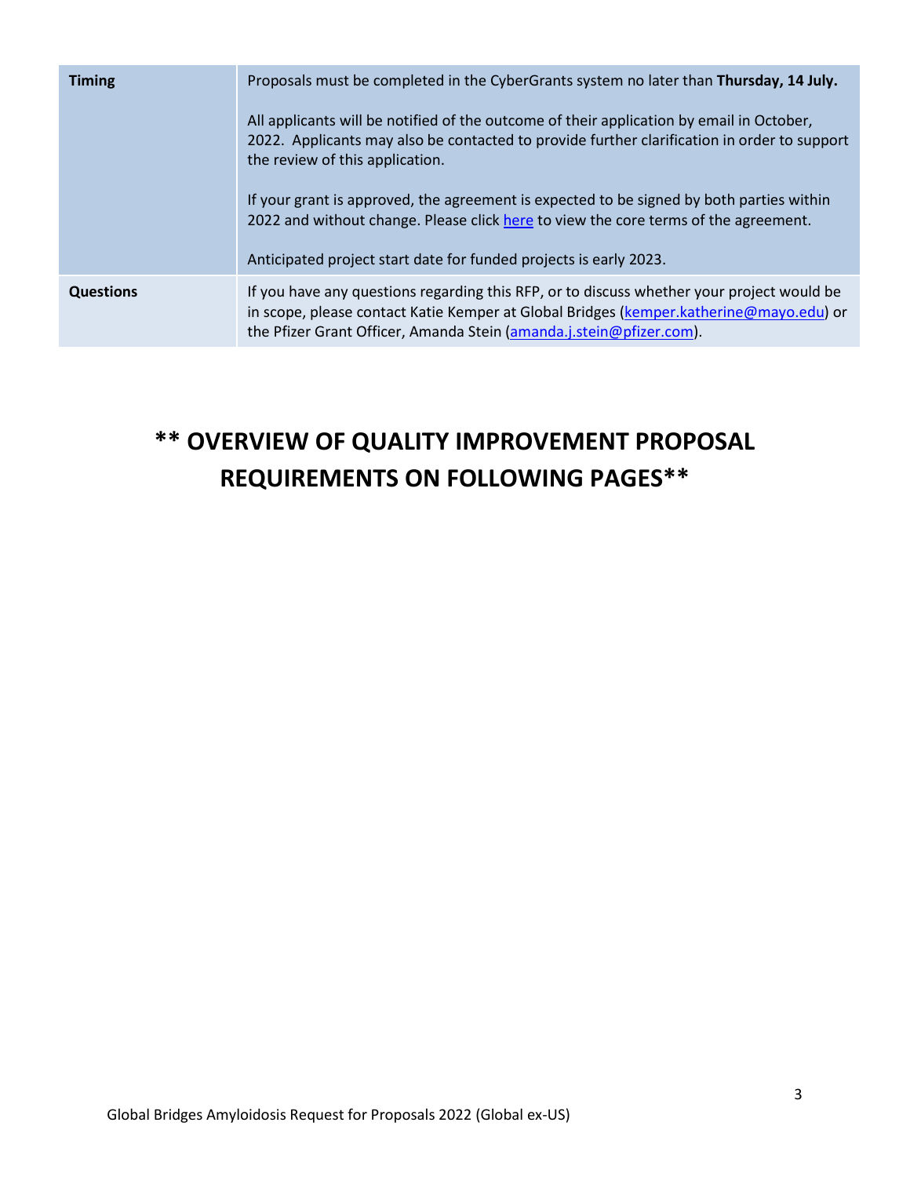| | |
|---|---|
| **Timing** | Proposals must be completed in the CyberGrants system no later than **Thursday, 14 July.**<br><br>All applicants will be notified of the outcome of their application by email in October, 2022. Applicants may also be contacted to provide further clarification in order to support the review of this application.<br><br>If your grant is approved, the agreement is expected to be signed by both parties within 2022 and without change. Please click here to view the core terms of the agreement.<br><br>Anticipated project start date for funded projects is early 2023. |
| **Questions** | If you have any questions regarding this RFP, or to discuss whether your project would be in scope, please contact Katie Kemper at Global Bridges (kemper.katherine@mayo.edu) or the Pfizer Grant Officer, Amanda Stein (amanda.j.stein@pfizer.com). |

## ** OVERVIEW OF QUALITY IMPROVEMENT PROPOSAL REQUIREMENTS ON FOLLOWING PAGES**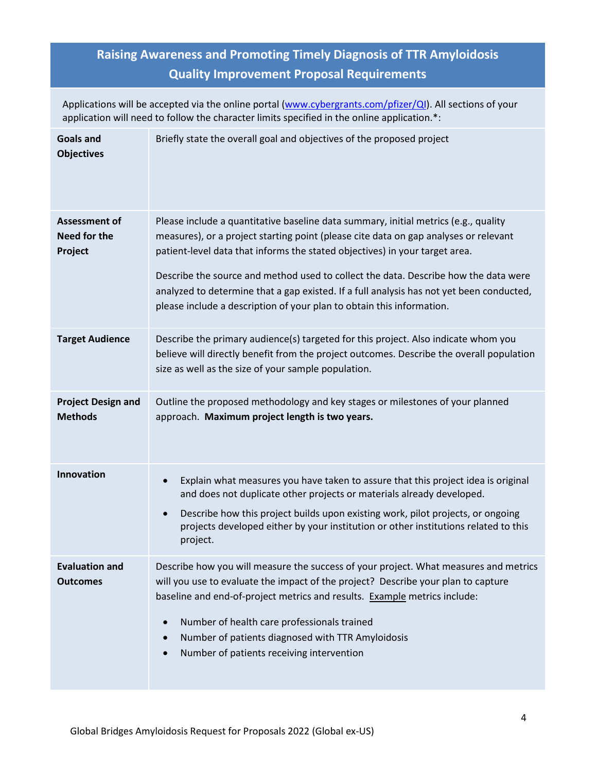## Raising Awareness and Promoting Timely Diagnosis of TTR Amyloidosis Quality Improvement Proposal Requirements

Applications will be accepted via the online portal (www.cybergrants.com/pfizer/QI). All sections of your application will need to follow the character limits specified in the online application.*:

| | |
|---|---|
| **Goals and Objectives** | Briefly state the overall goal and objectives of the proposed project |
| **Assessment of Need for the Project** | Please include a quantitative baseline data summary, initial metrics (e.g., quality measures), or a project starting point (please cite data on gap analyses or relevant patient-level data that informs the stated objectives) in your target area.<br><br>Describe the source and method used to collect the data. Describe how the data were analyzed to determine that a gap existed. If a full analysis has not yet been conducted, please include a description of your plan to obtain this information. |
| **Target Audience** | Describe the primary audience(s) targeted for this project. Also indicate whom you believe will directly benefit from the project outcomes. Describe the overall population size as well as the size of your sample population. |
| **Project Design and Methods** | Outline the proposed methodology and key stages or milestones of your planned approach. **Maximum project length is two years.** |
| **Innovation** | • Explain what measures you have taken to assure that this project idea is original and does not duplicate other projects or materials already developed.<br>• Describe how this project builds upon existing work, pilot projects, or ongoing projects developed either by your institution or other institutions related to this project. |
| **Evaluation and Outcomes** | Describe how you will measure the success of your project. What measures and metrics will you use to evaluate the impact of the project? Describe your plan to capture baseline and end-of-project metrics and results. Example metrics include:<br>• Number of health care professionals trained<br>• Number of patients diagnosed with TTR Amyloidosis<br>• Number of patients receiving intervention |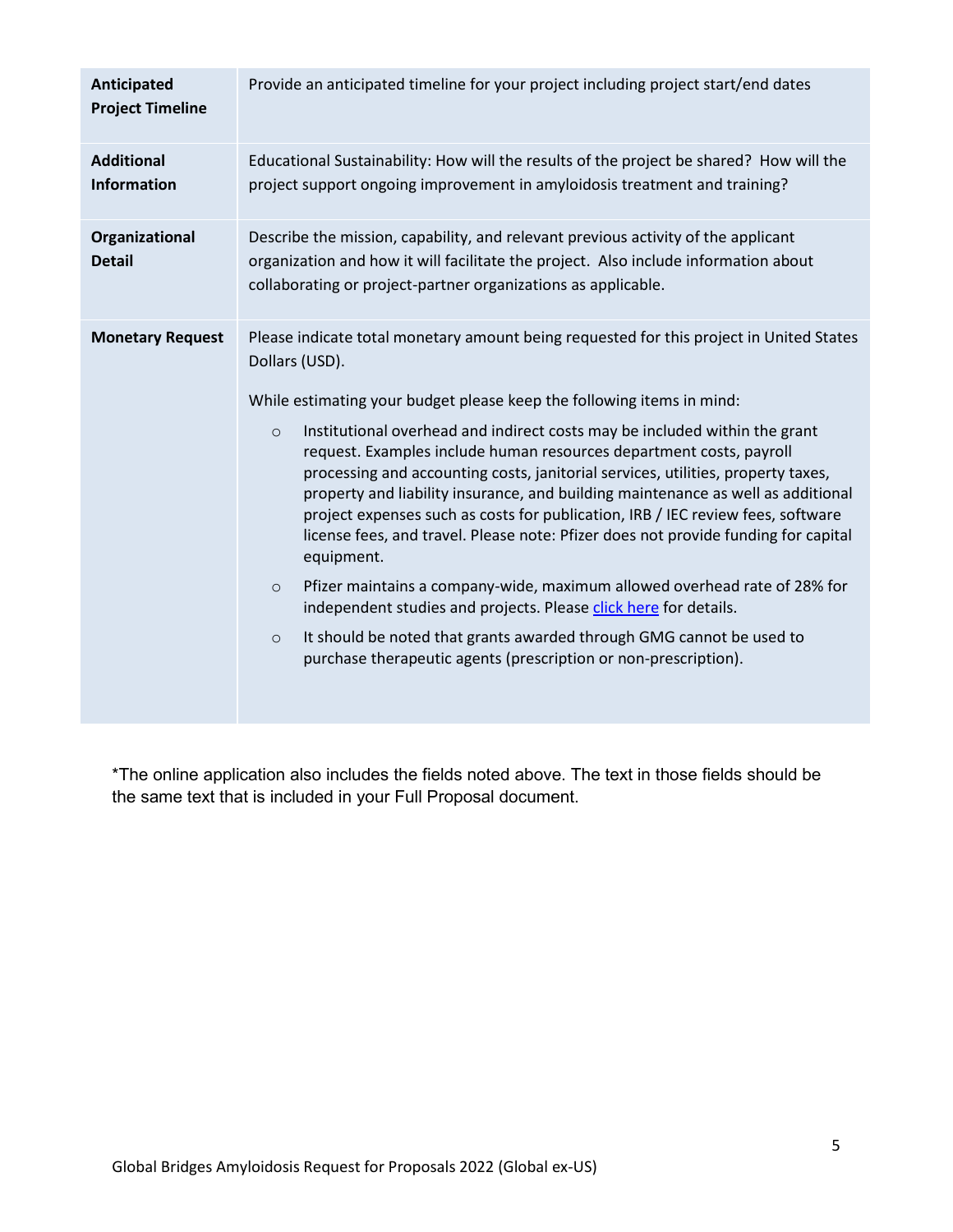| | |
|---|---|
| **Anticipated Project Timeline** | Provide an anticipated timeline for your project including project start/end dates |
| **Additional Information** | Educational Sustainability: How will the results of the project be shared? How will the project support ongoing improvement in amyloidosis treatment and training? |
| **Organizational Detail** | Describe the mission, capability, and relevant previous activity of the applicant organization and how it will facilitate the project. Also include information about collaborating or project-partner organizations as applicable. |
| **Monetary Request** | Please indicate total monetary amount being requested for this project in United States Dollars (USD).<br><br>While estimating your budget please keep the following items in mind:<br><br>○ Institutional overhead and indirect costs may be included within the grant request. Examples include human resources department costs, payroll processing and accounting costs, janitorial services, utilities, property taxes, property and liability insurance, and building maintenance as well as additional project expenses such as costs for publication, IRB / IEC review fees, software license fees, and travel. Please note: Pfizer does not provide funding for capital equipment.<br><br>○ Pfizer maintains a company-wide, maximum allowed overhead rate of 28% for independent studies and projects. Please click here for details.<br><br>○ It should be noted that grants awarded through GMG cannot be used to purchase therapeutic agents (prescription or non-prescription). |

*The online application also includes the fields noted above. The text in those fields should be the same text that is included in your Full Proposal document.